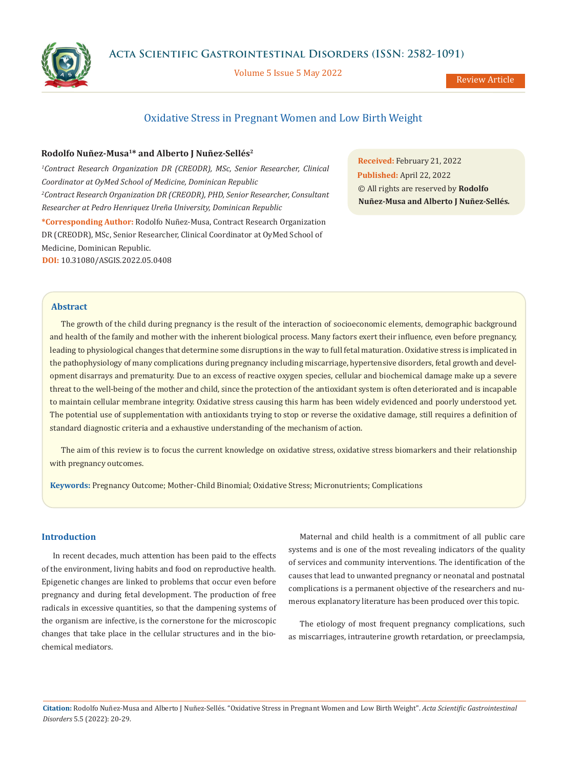Review Article

# Oxidative Stress in Pregnant Women and Low Birth Weight

**Rodolfo Nuñez-Musa[1]* and Alberto J Nuñez-Sellés[2]**

[1]*Contract Research Organization DR (CREODR), MSc, Senior Researcher, Clinical Coordinator at OyMed School of Medicine, Dominican Republic*

[2]*Contract Research Organization DR (CREODR), PHD, Senior Researcher, Consultant Researcher at Pedro Henriquez Ureña University, Dominican Republic*

**\*Corresponding Author:** Rodolfo Nuñez-Musa, Contract Research Organization DR (CREODR), MSc, Senior Researcher, Clinical Coordinator at OyMed School of Medicine, Dominican Republic.

**DOI:** 10.31080/ASGIS.2022.05.0408

**Received:** February 21, 2022
**Published:** April 22, 2022
© All rights are reserved by **Rodolfo Nuñez-Musa and Alberto J Nuñez-Sellés.**

## Abstract

The growth of the child during pregnancy is the result of the interaction of socioeconomic elements, demographic background and health of the family and mother with the inherent biological process. Many factors exert their influence, even before pregnancy, leading to physiological changes that determine some disruptions in the way to full fetal maturation. Oxidative stress is implicated in the pathophysiology of many complications during pregnancy including miscarriage, hypertensive disorders, fetal growth and development disarrays and prematurity. Due to an excess of reactive oxygen species, cellular and biochemical damage make up a severe threat to the well-being of the mother and child, since the protection of the antioxidant system is often deteriorated and is incapable to maintain cellular membrane integrity. Oxidative stress causing this harm has been widely evidenced and poorly understood yet. The potential use of supplementation with antioxidants trying to stop or reverse the oxidative damage, still requires a definition of standard diagnostic criteria and a exhaustive understanding of the mechanism of action.

The aim of this review is to focus the current knowledge on oxidative stress, oxidative stress biomarkers and their relationship with pregnancy outcomes.

**Keywords:** Pregnancy Outcome; Mother-Child Binomial; Oxidative Stress; Micronutrients; Complications

## Introduction

In recent decades, much attention has been paid to the effects of the environment, living habits and food on reproductive health. Epigenetic changes are linked to problems that occur even before pregnancy and during fetal development. The production of free radicals in excessive quantities, so that the dampening systems of the organism are infective, is the cornerstone for the microscopic changes that take place in the cellular structures and in the biochemical mediators.

Maternal and child health is a commitment of all public care systems and is one of the most revealing indicators of the quality of services and community interventions. The identification of the causes that lead to unwanted pregnancy or neonatal and postnatal complications is a permanent objective of the researchers and numerous explanatory literature has been produced over this topic.

The etiology of most frequent pregnancy complications, such as miscarriages, intrauterine growth retardation, or preeclampsia,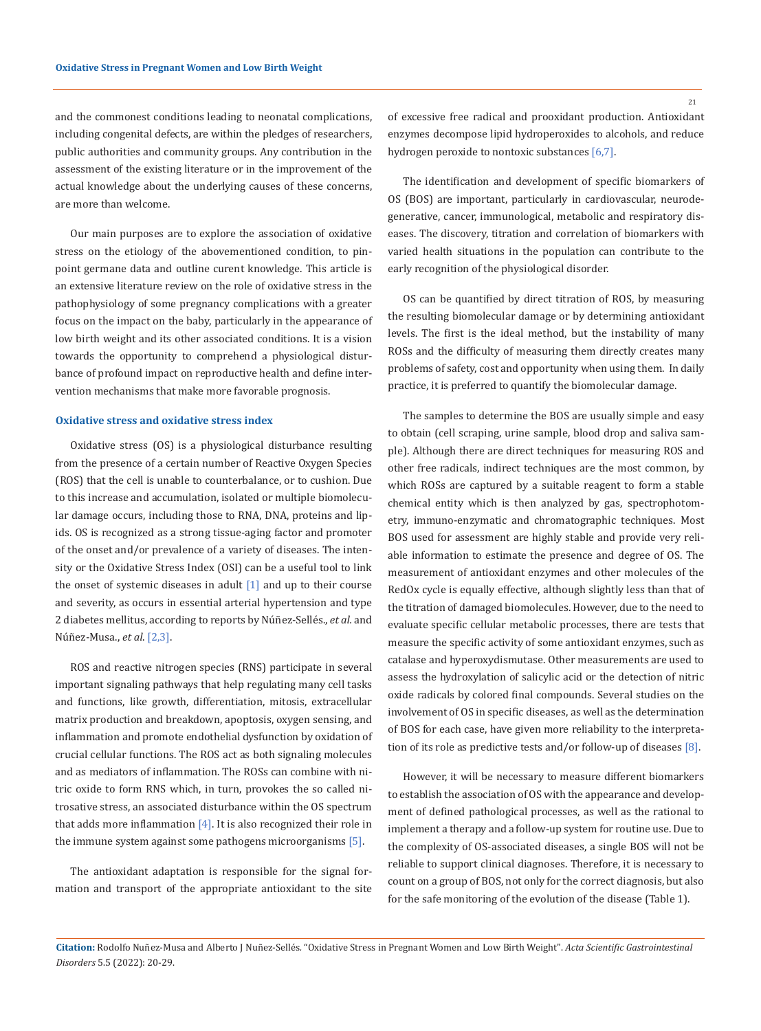and the commonest conditions leading to neonatal complications, including congenital defects, are within the pledges of researchers, public authorities and community groups. Any contribution in the assessment of the existing literature or in the improvement of the actual knowledge about the underlying causes of these concerns, are more than welcome.

Our main purposes are to explore the association of oxidative stress on the etiology of the abovementioned condition, to pinpoint germane data and outline curent knowledge. This article is an extensive literature review on the role of oxidative stress in the pathophysiology of some pregnancy complications with a greater focus on the impact on the baby, particularly in the appearance of low birth weight and its other associated conditions. It is a vision towards the opportunity to comprehend a physiological disturbance of profound impact on reproductive health and define intervention mechanisms that make more favorable prognosis.

### Oxidative stress and oxidative stress index

Oxidative stress (OS) is a physiological disturbance resulting from the presence of a certain number of Reactive Oxygen Species (ROS) that the cell is unable to counterbalance, or to cushion. Due to this increase and accumulation, isolated or multiple biomolecular damage occurs, including those to RNA, DNA, proteins and lipids. OS is recognized as a strong tissue-aging factor and promoter of the onset and/or prevalence of a variety of diseases. The intensity or the Oxidative Stress Index (OSI) can be a useful tool to link the onset of systemic diseases in adult [1] and up to their course and severity, as occurs in essential arterial hypertension and type 2 diabetes mellitus, according to reports by Núñez-Sellés., *et al.* and Núñez-Musa., *et al.* [2,3].

ROS and reactive nitrogen species (RNS) participate in several important signaling pathways that help regulating many cell tasks and functions, like growth, differentiation, mitosis, extracellular matrix production and breakdown, apoptosis, oxygen sensing, and inflammation and promote endothelial dysfunction by oxidation of crucial cellular functions. The ROS act as both signaling molecules and as mediators of inflammation. The ROSs can combine with nitric oxide to form RNS which, in turn, provokes the so called nitrosative stress, an associated disturbance within the OS spectrum that adds more inflammation [4]. It is also recognized their role in the immune system against some pathogens microorganisms [5].

The antioxidant adaptation is responsible for the signal formation and transport of the appropriate antioxidant to the site of excessive free radical and prooxidant production. Antioxidant enzymes decompose lipid hydroperoxides to alcohols, and reduce hydrogen peroxide to nontoxic substances [6,7].

The identification and development of specific biomarkers of OS (BOS) are important, particularly in cardiovascular, neurodegenerative, cancer, immunological, metabolic and respiratory diseases. The discovery, titration and correlation of biomarkers with varied health situations in the population can contribute to the early recognition of the physiological disorder.

OS can be quantified by direct titration of ROS, by measuring the resulting biomolecular damage or by determining antioxidant levels. The first is the ideal method, but the instability of many ROSs and the difficulty of measuring them directly creates many problems of safety, cost and opportunity when using them. In daily practice, it is preferred to quantify the biomolecular damage.

The samples to determine the BOS are usually simple and easy to obtain (cell scraping, urine sample, blood drop and saliva sample). Although there are direct techniques for measuring ROS and other free radicals, indirect techniques are the most common, by which ROSs are captured by a suitable reagent to form a stable chemical entity which is then analyzed by gas, spectrophotometry, immuno-enzymatic and chromatographic techniques. Most BOS used for assessment are highly stable and provide very reliable information to estimate the presence and degree of OS. The measurement of antioxidant enzymes and other molecules of the RedOx cycle is equally effective, although slightly less than that of the titration of damaged biomolecules. However, due to the need to evaluate specific cellular metabolic processes, there are tests that measure the specific activity of some antioxidant enzymes, such as catalase and hyperoxydismutase. Other measurements are used to assess the hydroxylation of salicylic acid or the detection of nitric oxide radicals by colored final compounds. Several studies on the involvement of OS in specific diseases, as well as the determination of BOS for each case, have given more reliability to the interpretation of its role as predictive tests and/or follow-up of diseases [8].

However, it will be necessary to measure different biomarkers to establish the association of OS with the appearance and development of defined pathological processes, as well as the rational to implement a therapy and a follow-up system for routine use. Due to the complexity of OS-associated diseases, a single BOS will not be reliable to support clinical diagnoses. Therefore, it is necessary to count on a group of BOS, not only for the correct diagnosis, but also for the safe monitoring of the evolution of the disease (Table 1).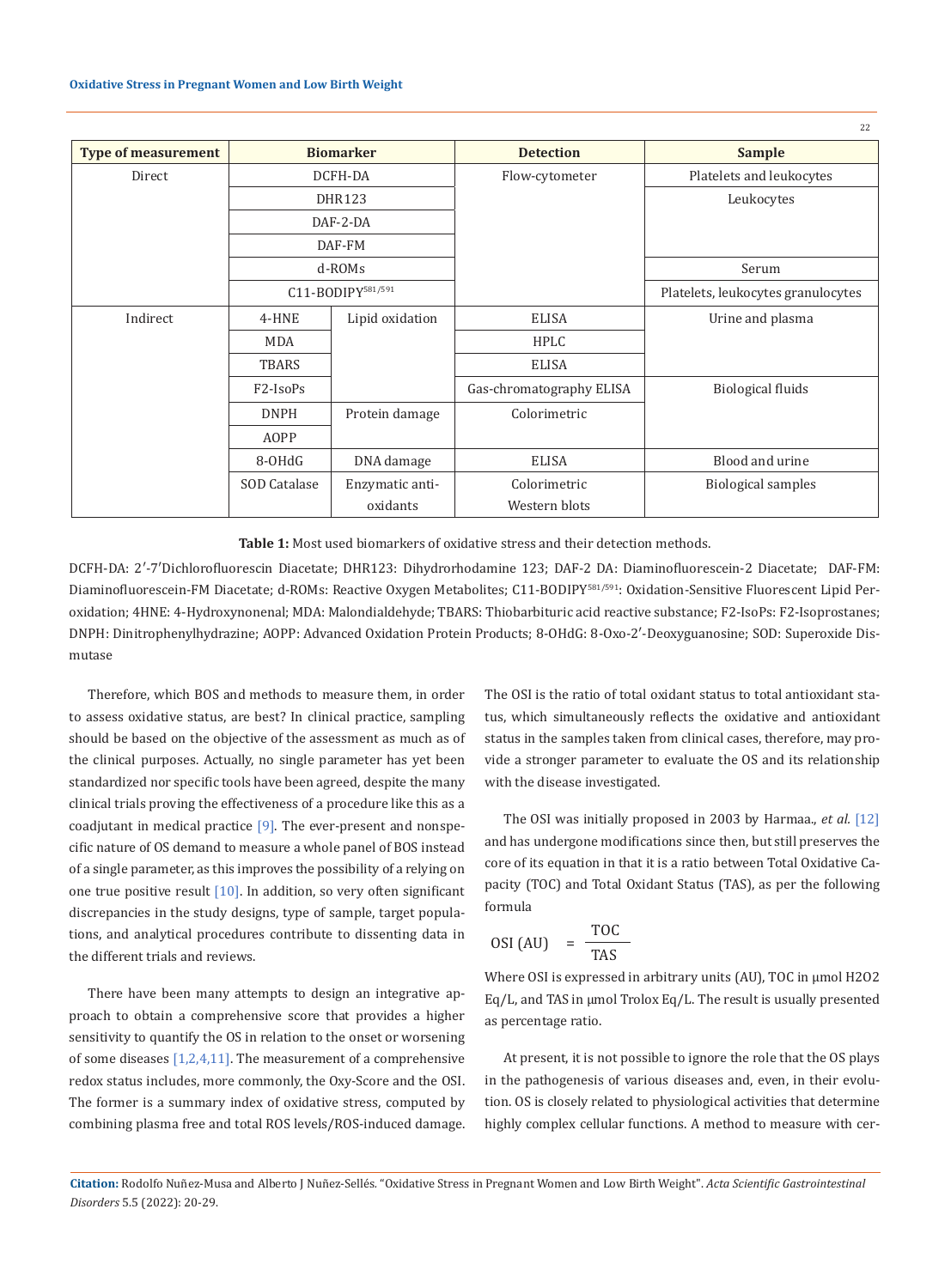| Type of measurement | Biomarker | | Detection | Sample |
|---|---|---|---|---|
| Direct | DCFH-DA | | Flow-cytometer | Platelets and leukocytes |
| | DHR123 | | | Leukocytes |
| | DAF-2-DA | | | |
| | DAF-FM | | | |
| | d-ROMs | | | Serum |
| | C11-BODIPY$^{581/591}$ | | | Platelets, leukocytes granulocytes |
| Indirect | 4-HNE | Lipid oxidation | ELISA | Urine and plasma |
| | MDA | | HPLC | |
| | TBARS | | ELISA | |
| | F2-IsoPs | | Gas-chromatography ELISA | Biological fluids |
| | DNPH | Protein damage | Colorimetric | |
| | AOPP | | | |
| | 8-OHdG | DNA damage | ELISA | Blood and urine |
| | SOD Catalase | Enzymatic anti-oxidants | Colorimetric Western blots | Biological samples |

**Table 1:** Most used biomarkers of oxidative stress and their detection methods.

DCFH-DA: 2′-7′Dichlorofluorescin Diacetate; DHR123: Dihydrorhodamine 123; DAF-2 DA: Diaminofluorescein-2 Diacetate; DAF-FM: Diaminofluorescein-FM Diacetate; d-ROMs: Reactive Oxygen Metabolites; C11-BODIPY$^{581/591}$: Oxidation-Sensitive Fluorescent Lipid Peroxidation; 4HNE: 4-Hydroxynonenal; MDA: Malondialdehyde; TBARS: Thiobarbituric acid reactive substance; F2-IsoPs: F2-Isoprostanes; DNPH: Dinitrophenylhydrazine; AOPP: Advanced Oxidation Protein Products; 8-OHdG: 8-Oxo-2′-Deoxyguanosine; SOD: Superoxide Dismutase

Therefore, which BOS and methods to measure them, in order to assess oxidative status, are best? In clinical practice, sampling should be based on the objective of the assessment as much as of the clinical purposes. Actually, no single parameter has yet been standardized nor specific tools have been agreed, despite the many clinical trials proving the effectiveness of a procedure like this as a coadjutant in medical practice [9]. The ever-present and nonspecific nature of OS demand to measure a whole panel of BOS instead of a single parameter, as this improves the possibility of a relying on one true positive result [10]. In addition, so very often significant discrepancies in the study designs, type of sample, target populations, and analytical procedures contribute to dissenting data in the different trials and reviews.

There have been many attempts to design an integrative approach to obtain a comprehensive score that provides a higher sensitivity to quantify the OS in relation to the onset or worsening of some diseases [1,2,4,11]. The measurement of a comprehensive redox status includes, more commonly, the Oxy-Score and the OSI. The former is a summary index of oxidative stress, computed by combining plasma free and total ROS levels/ROS-induced damage. The OSI is the ratio of total oxidant status to total antioxidant status, which simultaneously reflects the oxidative and antioxidant status in the samples taken from clinical cases, therefore, may provide a stronger parameter to evaluate the OS and its relationship with the disease investigated.

The OSI was initially proposed in 2003 by Harmaa., *et al.* [12] and has undergone modifications since then, but still preserves the core of its equation in that it is a ratio between Total Oxidative Capacity (TOC) and Total Oxidant Status (TAS), as per the following formula

$$\text{OSI (AU)} = \frac{\text{TOC}}{\text{TAS}}$$

Where OSI is expressed in arbitrary units (AU), TOC in μmol $H_2O_2$ Eq/L, and TAS in μmol Trolox Eq/L. The result is usually presented as percentage ratio.

At present, it is not possible to ignore the role that the OS plays in the pathogenesis of various diseases and, even, in their evolution. OS is closely related to physiological activities that determine highly complex cellular functions. A method to measure with cer-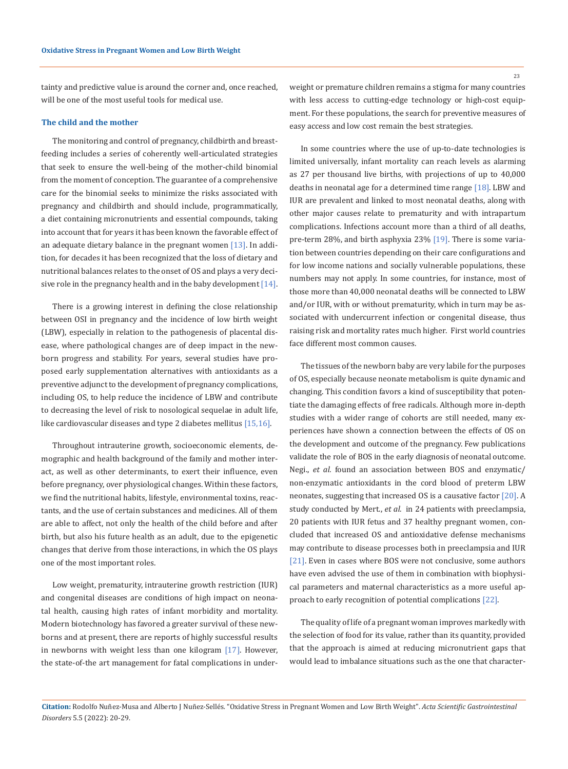tainty and predictive value is around the corner and, once reached, will be one of the most useful tools for medical use.

### The child and the mother

The monitoring and control of pregnancy, childbirth and breastfeeding includes a series of coherently well-articulated strategies that seek to ensure the well-being of the mother-child binomial from the moment of conception. The guarantee of a comprehensive care for the binomial seeks to minimize the risks associated with pregnancy and childbirth and should include, programmatically, a diet containing micronutrients and essential compounds, taking into account that for years it has been known the favorable effect of an adequate dietary balance in the pregnant women [13]. In addition, for decades it has been recognized that the loss of dietary and nutritional balances relates to the onset of OS and plays a very decisive role in the pregnancy health and in the baby development [14].

There is a growing interest in defining the close relationship between OSI in pregnancy and the incidence of low birth weight (LBW), especially in relation to the pathogenesis of placental disease, where pathological changes are of deep impact in the newborn progress and stability. For years, several studies have proposed early supplementation alternatives with antioxidants as a preventive adjunct to the development of pregnancy complications, including OS, to help reduce the incidence of LBW and contribute to decreasing the level of risk to nosological sequelae in adult life, like cardiovascular diseases and type 2 diabetes mellitus [15,16].

Throughout intrauterine growth, socioeconomic elements, demographic and health background of the family and mother interact, as well as other determinants, to exert their influence, even before pregnancy, over physiological changes. Within these factors, we find the nutritional habits, lifestyle, environmental toxins, reactants, and the use of certain substances and medicines. All of them are able to affect, not only the health of the child before and after birth, but also his future health as an adult, due to the epigenetic changes that derive from those interactions, in which the OS plays one of the most important roles.

Low weight, prematurity, intrauterine growth restriction (IUR) and congenital diseases are conditions of high impact on neonatal health, causing high rates of infant morbidity and mortality. Modern biotechnology has favored a greater survival of these newborns and at present, there are reports of highly successful results in newborns with weight less than one kilogram [17]. However, the state-of-the art management for fatal complications in underweight or premature children remains a stigma for many countries with less access to cutting-edge technology or high-cost equipment. For these populations, the search for preventive measures of easy access and low cost remain the best strategies.

In some countries where the use of up-to-date technologies is limited universally, infant mortality can reach levels as alarming as 27 per thousand live births, with projections of up to 40,000 deaths in neonatal age for a determined time range [18]. LBW and IUR are prevalent and linked to most neonatal deaths, along with other major causes relate to prematurity and with intrapartum complications. Infections account more than a third of all deaths, pre-term 28%, and birth asphyxia 23% [19]. There is some variation between countries depending on their care configurations and for low income nations and socially vulnerable populations, these numbers may not apply. In some countries, for instance, most of those more than 40,000 neonatal deaths will be connected to LBW and/or IUR, with or without prematurity, which in turn may be associated with undercurrent infection or congenital disease, thus raising risk and mortality rates much higher. First world countries face different most common causes.

The tissues of the newborn baby are very labile for the purposes of OS, especially because neonate metabolism is quite dynamic and changing. This condition favors a kind of susceptibility that potentiate the damaging effects of free radicals. Although more in-depth studies with a wider range of cohorts are still needed, many experiences have shown a connection between the effects of OS on the development and outcome of the pregnancy. Few publications validate the role of BOS in the early diagnosis of neonatal outcome. Negi., *et al.* found an association between BOS and enzymatic/non-enzymatic antioxidants in the cord blood of preterm LBW neonates, suggesting that increased OS is a causative factor [20]. A study conducted by Mert., *et al.* in 24 patients with preeclampsia, 20 patients with IUR fetus and 37 healthy pregnant women, concluded that increased OS and antioxidative defense mechanisms may contribute to disease processes both in preeclampsia and IUR [21]. Even in cases where BOS were not conclusive, some authors have even advised the use of them in combination with biophysical parameters and maternal characteristics as a more useful approach to early recognition of potential complications [22].

The quality of life of a pregnant woman improves markedly with the selection of food for its value, rather than its quantity, provided that the approach is aimed at reducing micronutrient gaps that would lead to imbalance situations such as the one that character-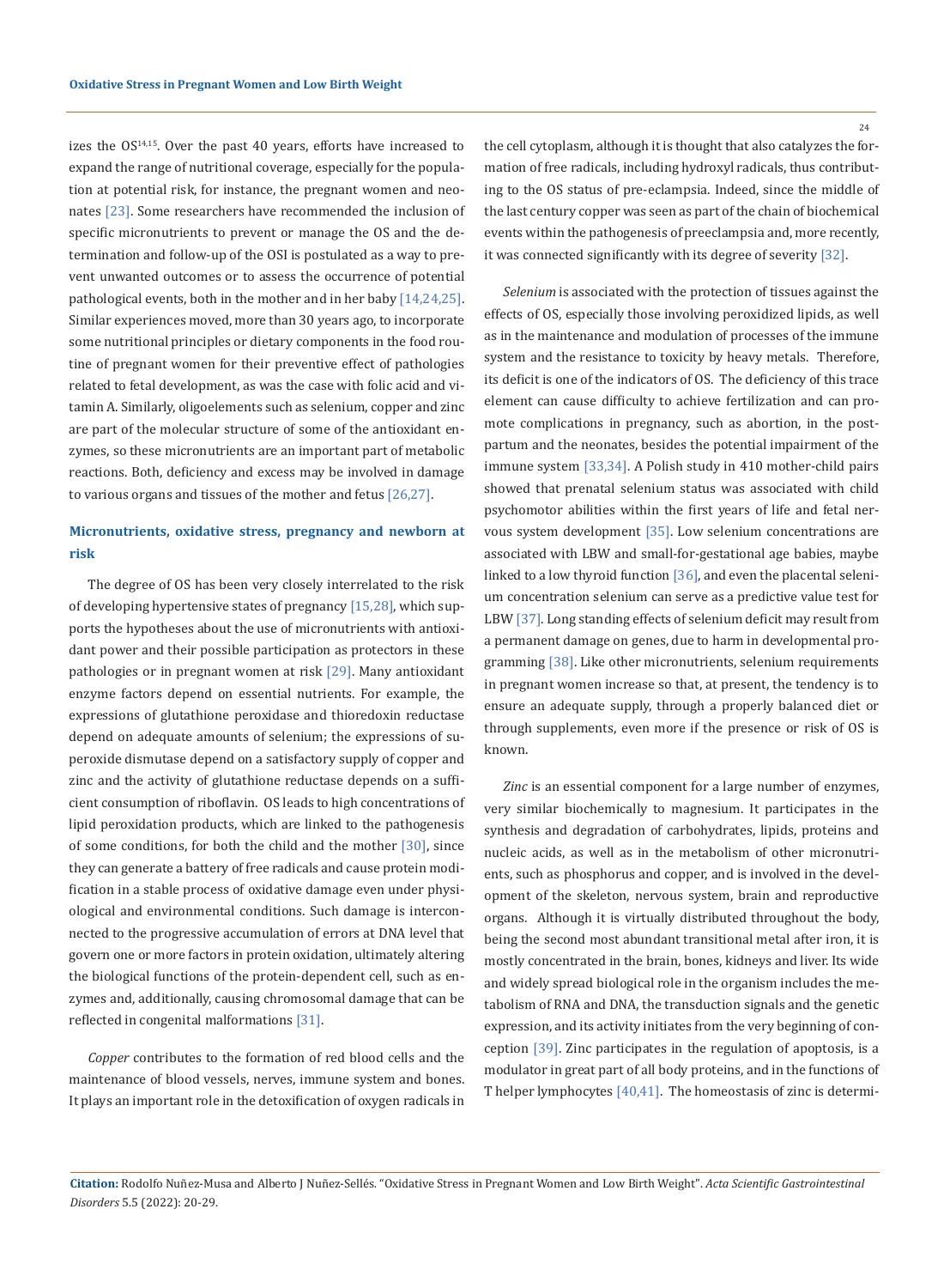izes the OS[14,15]. Over the past 40 years, efforts have increased to expand the range of nutritional coverage, especially for the population at potential risk, for instance, the pregnant women and neonates [23]. Some researchers have recommended the inclusion of specific micronutrients to prevent or manage the OS and the determination and follow-up of the OSI is postulated as a way to prevent unwanted outcomes or to assess the occurrence of potential pathological events, both in the mother and in her baby [14,24,25]. Similar experiences moved, more than 30 years ago, to incorporate some nutritional principles or dietary components in the food routine of pregnant women for their preventive effect of pathologies related to fetal development, as was the case with folic acid and vitamin A. Similarly, oligoelements such as selenium, copper and zinc are part of the molecular structure of some of the antioxidant enzymes, so these micronutrients are an important part of metabolic reactions. Both, deficiency and excess may be involved in damage to various organs and tissues of the mother and fetus [26,27].

## Micronutrients, oxidative stress, pregnancy and newborn at risk

The degree of OS has been very closely interrelated to the risk of developing hypertensive states of pregnancy [15,28], which supports the hypotheses about the use of micronutrients with antioxidant power and their possible participation as protectors in these pathologies or in pregnant women at risk [29]. Many antioxidant enzyme factors depend on essential nutrients. For example, the expressions of glutathione peroxidase and thioredoxin reductase depend on adequate amounts of selenium; the expressions of superoxide dismutase depend on a satisfactory supply of copper and zinc and the activity of glutathione reductase depends on a sufficient consumption of riboflavin. OS leads to high concentrations of lipid peroxidation products, which are linked to the pathogenesis of some conditions, for both the child and the mother [30], since they can generate a battery of free radicals and cause protein modification in a stable process of oxidative damage even under physiological and environmental conditions. Such damage is interconnected to the progressive accumulation of errors at DNA level that govern one or more factors in protein oxidation, ultimately altering the biological functions of the protein-dependent cell, such as enzymes and, additionally, causing chromosomal damage that can be reflected in congenital malformations [31].

*Copper* contributes to the formation of red blood cells and the maintenance of blood vessels, nerves, immune system and bones. It plays an important role in the detoxification of oxygen radicals in the cell cytoplasm, although it is thought that also catalyzes the formation of free radicals, including hydroxyl radicals, thus contributing to the OS status of pre-eclampsia. Indeed, since the middle of the last century copper was seen as part of the chain of biochemical events within the pathogenesis of preeclampsia and, more recently, it was connected significantly with its degree of severity [32].

*Selenium* is associated with the protection of tissues against the effects of OS, especially those involving peroxidized lipids, as well as in the maintenance and modulation of processes of the immune system and the resistance to toxicity by heavy metals. Therefore, its deficit is one of the indicators of OS. The deficiency of this trace element can cause difficulty to achieve fertilization and can promote complications in pregnancy, such as abortion, in the postpartum and the neonates, besides the potential impairment of the immune system [33,34]. A Polish study in 410 mother-child pairs showed that prenatal selenium status was associated with child psychomotor abilities within the first years of life and fetal nervous system development [35]. Low selenium concentrations are associated with LBW and small-for-gestational age babies, maybe linked to a low thyroid function [36], and even the placental selenium concentration selenium can serve as a predictive value test for LBW [37]. Long standing effects of selenium deficit may result from a permanent damage on genes, due to harm in developmental programming [38]. Like other micronutrients, selenium requirements in pregnant women increase so that, at present, the tendency is to ensure an adequate supply, through a properly balanced diet or through supplements, even more if the presence or risk of OS is known.

*Zinc* is an essential component for a large number of enzymes, very similar biochemically to magnesium. It participates in the synthesis and degradation of carbohydrates, lipids, proteins and nucleic acids, as well as in the metabolism of other micronutrients, such as phosphorus and copper, and is involved in the development of the skeleton, nervous system, brain and reproductive organs. Although it is virtually distributed throughout the body, being the second most abundant transitional metal after iron, it is mostly concentrated in the brain, bones, kidneys and liver. Its wide and widely spread biological role in the organism includes the metabolism of RNA and DNA, the transduction signals and the genetic expression, and its activity initiates from the very beginning of conception [39]. Zinc participates in the regulation of apoptosis, is a modulator in great part of all body proteins, and in the functions of T helper lymphocytes [40,41]. The homeostasis of zinc is determi-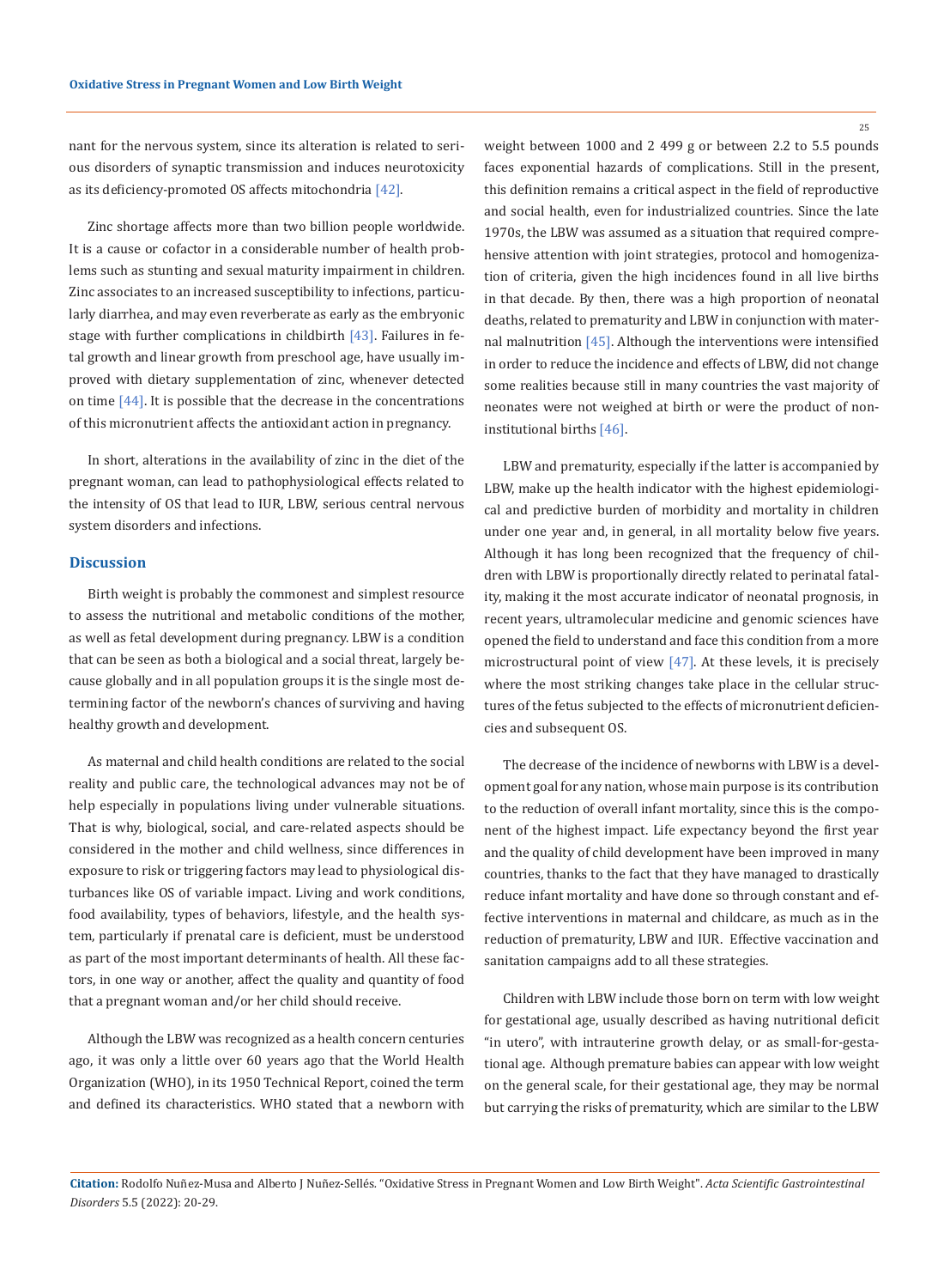nant for the nervous system, since its alteration is related to serious disorders of synaptic transmission and induces neurotoxicity as its deficiency-promoted OS affects mitochondria [42].

Zinc shortage affects more than two billion people worldwide. It is a cause or cofactor in a considerable number of health problems such as stunting and sexual maturity impairment in children. Zinc associates to an increased susceptibility to infections, particularly diarrhea, and may even reverberate as early as the embryonic stage with further complications in childbirth [43]. Failures in fetal growth and linear growth from preschool age, have usually improved with dietary supplementation of zinc, whenever detected on time [44]. It is possible that the decrease in the concentrations of this micronutrient affects the antioxidant action in pregnancy.

In short, alterations in the availability of zinc in the diet of the pregnant woman, can lead to pathophysiological effects related to the intensity of OS that lead to IUR, LBW, serious central nervous system disorders and infections.

## Discussion

Birth weight is probably the commonest and simplest resource to assess the nutritional and metabolic conditions of the mother, as well as fetal development during pregnancy. LBW is a condition that can be seen as both a biological and a social threat, largely because globally and in all population groups it is the single most determining factor of the newborn's chances of surviving and having healthy growth and development.

As maternal and child health conditions are related to the social reality and public care, the technological advances may not be of help especially in populations living under vulnerable situations. That is why, biological, social, and care-related aspects should be considered in the mother and child wellness, since differences in exposure to risk or triggering factors may lead to physiological disturbances like OS of variable impact. Living and work conditions, food availability, types of behaviors, lifestyle, and the health system, particularly if prenatal care is deficient, must be understood as part of the most important determinants of health. All these factors, in one way or another, affect the quality and quantity of food that a pregnant woman and/or her child should receive.

Although the LBW was recognized as a health concern centuries ago, it was only a little over 60 years ago that the World Health Organization (WHO), in its 1950 Technical Report, coined the term and defined its characteristics. WHO stated that a newborn with weight between 1000 and 2 499 g or between 2.2 to 5.5 pounds faces exponential hazards of complications. Still in the present, this definition remains a critical aspect in the field of reproductive and social health, even for industrialized countries. Since the late 1970s, the LBW was assumed as a situation that required comprehensive attention with joint strategies, protocol and homogenization of criteria, given the high incidences found in all live births in that decade. By then, there was a high proportion of neonatal deaths, related to prematurity and LBW in conjunction with maternal malnutrition [45]. Although the interventions were intensified in order to reduce the incidence and effects of LBW, did not change some realities because still in many countries the vast majority of neonates were not weighed at birth or were the product of non-institutional births [46].

LBW and prematurity, especially if the latter is accompanied by LBW, make up the health indicator with the highest epidemiological and predictive burden of morbidity and mortality in children under one year and, in general, in all mortality below five years. Although it has long been recognized that the frequency of children with LBW is proportionally directly related to perinatal fatality, making it the most accurate indicator of neonatal prognosis, in recent years, ultramolecular medicine and genomic sciences have opened the field to understand and face this condition from a more microstructural point of view [47]. At these levels, it is precisely where the most striking changes take place in the cellular structures of the fetus subjected to the effects of micronutrient deficiencies and subsequent OS.

The decrease of the incidence of newborns with LBW is a development goal for any nation, whose main purpose is its contribution to the reduction of overall infant mortality, since this is the component of the highest impact. Life expectancy beyond the first year and the quality of child development have been improved in many countries, thanks to the fact that they have managed to drastically reduce infant mortality and have done so through constant and effective interventions in maternal and childcare, as much as in the reduction of prematurity, LBW and IUR. Effective vaccination and sanitation campaigns add to all these strategies.

Children with LBW include those born on term with low weight for gestational age, usually described as having nutritional deficit "in utero", with intrauterine growth delay, or as small-for-gestational age. Although premature babies can appear with low weight on the general scale, for their gestational age, they may be normal but carrying the risks of prematurity, which are similar to the LBW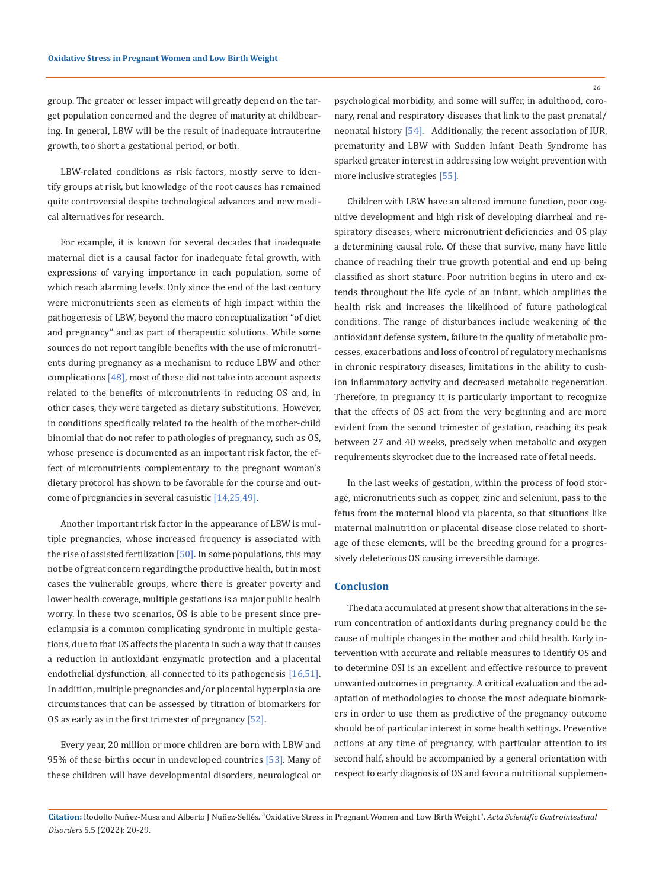group. The greater or lesser impact will greatly depend on the target population concerned and the degree of maturity at childbearing. In general, LBW will be the result of inadequate intrauterine growth, too short a gestational period, or both.

LBW-related conditions as risk factors, mostly serve to identify groups at risk, but knowledge of the root causes has remained quite controversial despite technological advances and new medical alternatives for research.

For example, it is known for several decades that inadequate maternal diet is a causal factor for inadequate fetal growth, with expressions of varying importance in each population, some of which reach alarming levels. Only since the end of the last century were micronutrients seen as elements of high impact within the pathogenesis of LBW, beyond the macro conceptualization "of diet and pregnancy" and as part of therapeutic solutions. While some sources do not report tangible benefits with the use of micronutrients during pregnancy as a mechanism to reduce LBW and other complications [48], most of these did not take into account aspects related to the benefits of micronutrients in reducing OS and, in other cases, they were targeted as dietary substitutions. However, in conditions specifically related to the health of the mother-child binomial that do not refer to pathologies of pregnancy, such as OS, whose presence is documented as an important risk factor, the effect of micronutrients complementary to the pregnant woman's dietary protocol has shown to be favorable for the course and outcome of pregnancies in several casuistic [14,25,49].

Another important risk factor in the appearance of LBW is multiple pregnancies, whose increased frequency is associated with the rise of assisted fertilization [50]. In some populations, this may not be of great concern regarding the productive health, but in most cases the vulnerable groups, where there is greater poverty and lower health coverage, multiple gestations is a major public health worry. In these two scenarios, OS is able to be present since preeclampsia is a common complicating syndrome in multiple gestations, due to that OS affects the placenta in such a way that it causes a reduction in antioxidant enzymatic protection and a placental endothelial dysfunction, all connected to its pathogenesis [16,51]. In addition, multiple pregnancies and/or placental hyperplasia are circumstances that can be assessed by titration of biomarkers for OS as early as in the first trimester of pregnancy [52].

Every year, 20 million or more children are born with LBW and 95% of these births occur in undeveloped countries [53]. Many of these children will have developmental disorders, neurological or psychological morbidity, and some will suffer, in adulthood, coronary, renal and respiratory diseases that link to the past prenatal/neonatal history [54]. Additionally, the recent association of IUR, prematurity and LBW with Sudden Infant Death Syndrome has sparked greater interest in addressing low weight prevention with more inclusive strategies [55].

Children with LBW have an altered immune function, poor cognitive development and high risk of developing diarrheal and respiratory diseases, where micronutrient deficiencies and OS play a determining causal role. Of these that survive, many have little chance of reaching their true growth potential and end up being classified as short stature. Poor nutrition begins in utero and extends throughout the life cycle of an infant, which amplifies the health risk and increases the likelihood of future pathological conditions. The range of disturbances include weakening of the antioxidant defense system, failure in the quality of metabolic processes, exacerbations and loss of control of regulatory mechanisms in chronic respiratory diseases, limitations in the ability to cushion inflammatory activity and decreased metabolic regeneration. Therefore, in pregnancy it is particularly important to recognize that the effects of OS act from the very beginning and are more evident from the second trimester of gestation, reaching its peak between 27 and 40 weeks, precisely when metabolic and oxygen requirements skyrocket due to the increased rate of fetal needs.

In the last weeks of gestation, within the process of food storage, micronutrients such as copper, zinc and selenium, pass to the fetus from the maternal blood via placenta, so that situations like maternal malnutrition or placental disease close related to shortage of these elements, will be the breeding ground for a progressively deleterious OS causing irreversible damage.

## Conclusion

The data accumulated at present show that alterations in the serum concentration of antioxidants during pregnancy could be the cause of multiple changes in the mother and child health. Early intervention with accurate and reliable measures to identify OS and to determine OSI is an excellent and effective resource to prevent unwanted outcomes in pregnancy. A critical evaluation and the adaptation of methodologies to choose the most adequate biomarkers in order to use them as predictive of the pregnancy outcome should be of particular interest in some health settings. Preventive actions at any time of pregnancy, with particular attention to its second half, should be accompanied by a general orientation with respect to early diagnosis of OS and favor a nutritional supplemen-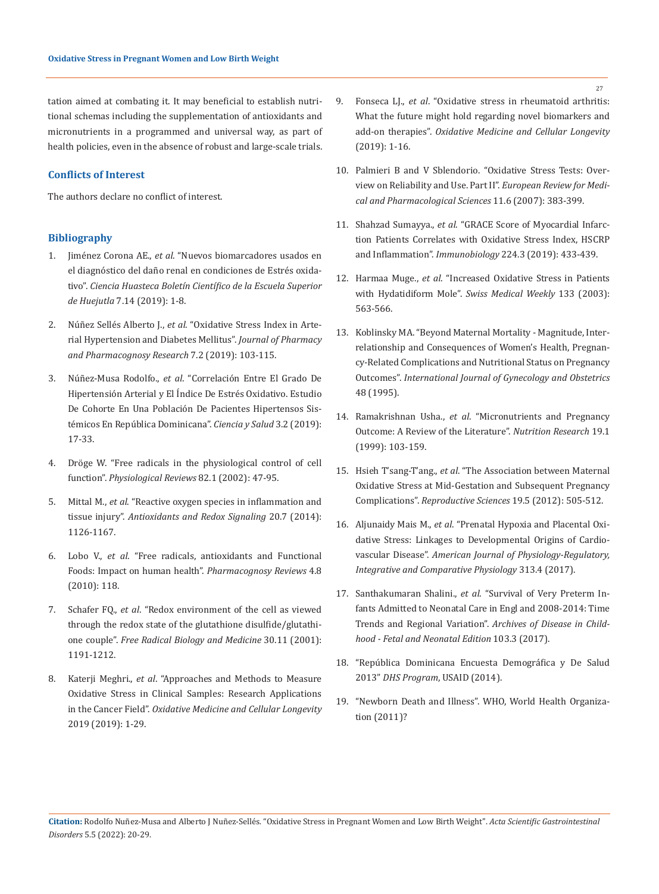tation aimed at combating it. It may beneficial to establish nutritional schemas including the supplementation of antioxidants and micronutrients in a programmed and universal way, as part of health policies, even in the absence of robust and large-scale trials.

## Conflicts of Interest

The authors declare no conflict of interest.

## Bibliography

1. Jiménez Corona AE., *et al*. "Nuevos biomarcadores usados en el diagnóstico del daño renal en condiciones de Estrés oxidativo". *Ciencia Huasteca Boletín Científico de la Escuela Superior de Huejutla* 7.14 (2019): 1-8.
2. Núñez Sellés Alberto J., *et al*. "Oxidative Stress Index in Arterial Hypertension and Diabetes Mellitus". *Journal of Pharmacy and Pharmacognosy Research* 7.2 (2019): 103-115.
3. Núñez-Musa Rodolfo., *et al*. "Correlación Entre El Grado De Hipertensión Arterial y El Índice De Estrés Oxidativo. Estudio De Cohorte En Una Población De Pacientes Hipertensos Sistémicos En República Dominicana". *Ciencia y Salud* 3.2 (2019): 17-33.
4. Dröge W. "Free radicals in the physiological control of cell function". *Physiological Reviews* 82.1 (2002): 47-95.
5. Mittal M., *et al*. "Reactive oxygen species in inflammation and tissue injury". *Antioxidants and Redox Signaling* 20.7 (2014): 1126-1167.
6. Lobo V., *et al*. "Free radicals, antioxidants and Functional Foods: Impact on human health". *Pharmacognosy Reviews* 4.8 (2010): 118.
7. Schafer FQ., *et al*. "Redox environment of the cell as viewed through the redox state of the glutathione disulfide/glutathione couple". *Free Radical Biology and Medicine* 30.11 (2001): 1191-1212.
8. Katerji Meghri., *et al*. "Approaches and Methods to Measure Oxidative Stress in Clinical Samples: Research Applications in the Cancer Field". *Oxidative Medicine and Cellular Longevity* 2019 (2019): 1-29.
9. Fonseca LJ., *et al*. "Oxidative stress in rheumatoid arthritis: What the future might hold regarding novel biomarkers and add-on therapies". *Oxidative Medicine and Cellular Longevity* (2019): 1-16.
10. Palmieri B and V Sblendorio. "Oxidative Stress Tests: Overview on Reliability and Use. Part II". *European Review for Medical and Pharmacological Sciences* 11.6 (2007): 383-399.
11. Shahzad Sumayya., *et al*. "GRACE Score of Myocardial Infarction Patients Correlates with Oxidative Stress Index, HSCRP and Inflammation". *Immunobiology* 224.3 (2019): 433-439.
12. Harmaa Muge., *et al*. "Increased Oxidative Stress in Patients with Hydatidiform Mole". *Swiss Medical Weekly* 133 (2003): 563-566.
13. Koblinsky MA. "Beyond Maternal Mortality - Magnitude, Interrelationship and Consequences of Women's Health, Pregnancy-Related Complications and Nutritional Status on Pregnancy Outcomes". *International Journal of Gynecology and Obstetrics* 48 (1995).
14. Ramakrishnan Usha., *et al*. "Micronutrients and Pregnancy Outcome: A Review of the Literature". *Nutrition Research* 19.1 (1999): 103-159.
15. Hsieh T'sang-T'ang., *et al*. "The Association between Maternal Oxidative Stress at Mid-Gestation and Subsequent Pregnancy Complications". *Reproductive Sciences* 19.5 (2012): 505-512.
16. Aljunaidy Mais M., *et al*. "Prenatal Hypoxia and Placental Oxidative Stress: Linkages to Developmental Origins of Cardiovascular Disease". *American Journal of Physiology-Regulatory, Integrative and Comparative Physiology* 313.4 (2017).
17. Santhakumaran Shalini., *et al*. "Survival of Very Preterm Infants Admitted to Neonatal Care in Engl and 2008-2014: Time Trends and Regional Variation". *Archives of Disease in Childhood - Fetal and Neonatal Edition* 103.3 (2017).
18. "República Dominicana Encuesta Demográfica y De Salud 2013" *DHS Program*, USAID (2014).
19. "Newborn Death and Illness". WHO, World Health Organization (2011)?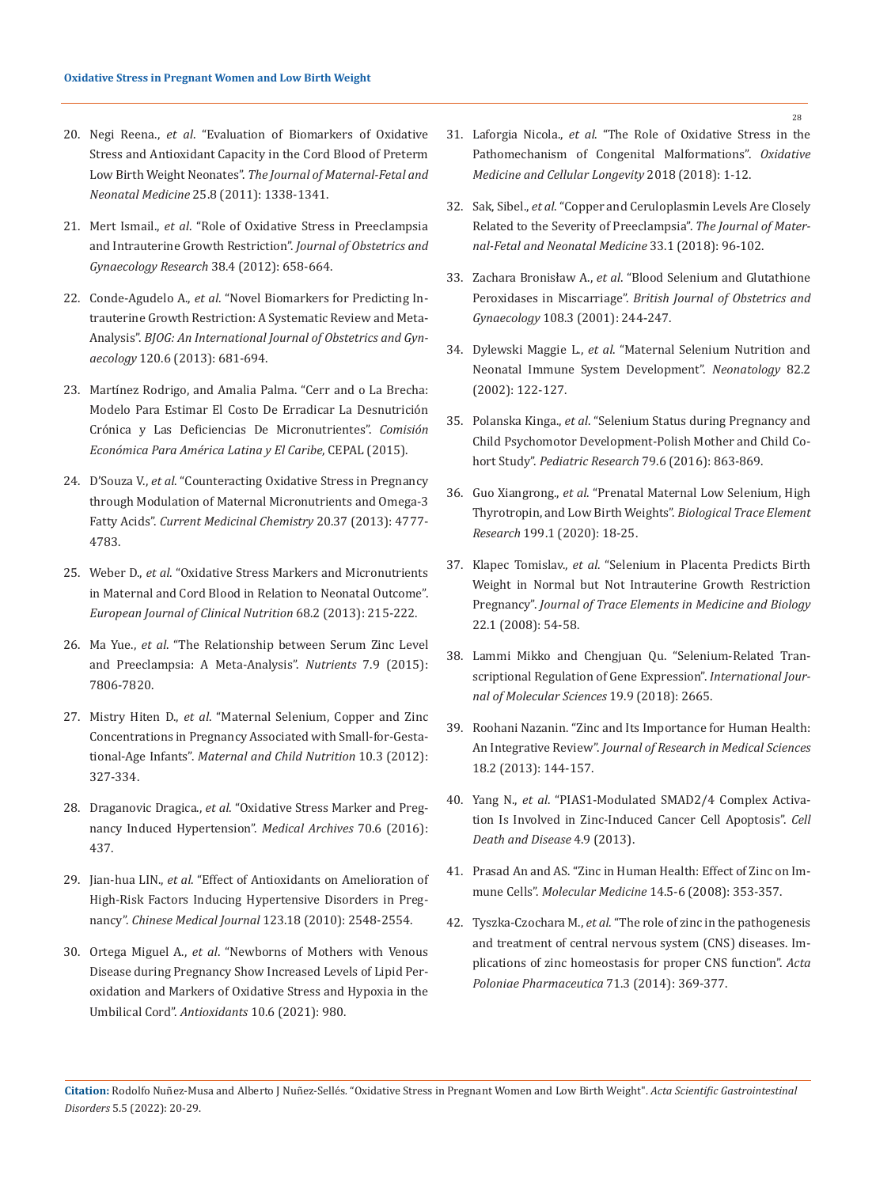20. Negi Reena., *et al*. "Evaluation of Biomarkers of Oxidative Stress and Antioxidant Capacity in the Cord Blood of Preterm Low Birth Weight Neonates". *The Journal of Maternal-Fetal and Neonatal Medicine* 25.8 (2011): 1338-1341.

21. Mert Ismail., *et al*. "Role of Oxidative Stress in Preeclampsia and Intrauterine Growth Restriction". *Journal of Obstetrics and Gynaecology Research* 38.4 (2012): 658-664.

22. Conde-Agudelo A., *et al*. "Novel Biomarkers for Predicting Intrauterine Growth Restriction: A Systematic Review and Meta-Analysis". *BJOG: An International Journal of Obstetrics and Gynaecology* 120.6 (2013): 681-694.

23. Martínez Rodrigo, and Amalia Palma. "Cerr and o La Brecha: Modelo Para Estimar El Costo De Erradicar La Desnutrición Crónica y Las Deficiencias De Micronutrientes". *Comisión Económica Para América Latina y El Caribe*, CEPAL (2015).

24. D'Souza V., *et al*. "Counteracting Oxidative Stress in Pregnancy through Modulation of Maternal Micronutrients and Omega-3 Fatty Acids". *Current Medicinal Chemistry* 20.37 (2013): 4777-4783.

25. Weber D., *et al*. "Oxidative Stress Markers and Micronutrients in Maternal and Cord Blood in Relation to Neonatal Outcome". *European Journal of Clinical Nutrition* 68.2 (2013): 215-222.

26. Ma Yue., *et al*. "The Relationship between Serum Zinc Level and Preeclampsia: A Meta-Analysis". *Nutrients* 7.9 (2015): 7806-7820.

27. Mistry Hiten D., *et al*. "Maternal Selenium, Copper and Zinc Concentrations in Pregnancy Associated with Small-for-Gestational-Age Infants". *Maternal and Child Nutrition* 10.3 (2012): 327-334.

28. Draganovic Dragica., *et al*. "Oxidative Stress Marker and Pregnancy Induced Hypertension". *Medical Archives* 70.6 (2016): 437.

29. Jian-hua LIN., *et al*. "Effect of Antioxidants on Amelioration of High-Risk Factors Inducing Hypertensive Disorders in Pregnancy". *Chinese Medical Journal* 123.18 (2010): 2548-2554.

30. Ortega Miguel A., *et al*. "Newborns of Mothers with Venous Disease during Pregnancy Show Increased Levels of Lipid Peroxidation and Markers of Oxidative Stress and Hypoxia in the Umbilical Cord". *Antioxidants* 10.6 (2021): 980.

31. Laforgia Nicola., *et al*. "The Role of Oxidative Stress in the Pathomechanism of Congenital Malformations". *Oxidative Medicine and Cellular Longevity* 2018 (2018): 1-12.

32. Sak, Sibel., *et al*. "Copper and Ceruloplasmin Levels Are Closely Related to the Severity of Preeclampsia". *The Journal of Maternal-Fetal and Neonatal Medicine* 33.1 (2018): 96-102.

33. Zachara Bronisław A., *et al*. "Blood Selenium and Glutathione Peroxidases in Miscarriage". *British Journal of Obstetrics and Gynaecology* 108.3 (2001): 244-247.

34. Dylewski Maggie L., *et al*. "Maternal Selenium Nutrition and Neonatal Immune System Development". *Neonatology* 82.2 (2002): 122-127.

35. Polanska Kinga., *et al*. "Selenium Status during Pregnancy and Child Psychomotor Development-Polish Mother and Child Cohort Study". *Pediatric Research* 79.6 (2016): 863-869.

36. Guo Xiangrong., *et al*. "Prenatal Maternal Low Selenium, High Thyrotropin, and Low Birth Weights". *Biological Trace Element Research* 199.1 (2020): 18-25.

37. Klapec Tomislav., *et al*. "Selenium in Placenta Predicts Birth Weight in Normal but Not Intrauterine Growth Restriction Pregnancy". *Journal of Trace Elements in Medicine and Biology* 22.1 (2008): 54-58.

38. Lammi Mikko and Chengjuan Qu. "Selenium-Related Transcriptional Regulation of Gene Expression". *International Journal of Molecular Sciences* 19.9 (2018): 2665.

39. Roohani Nazanin. "Zinc and Its Importance for Human Health: An Integrative Review". *Journal of Research in Medical Sciences* 18.2 (2013): 144-157.

40. Yang N., *et al*. "PIAS1-Modulated SMAD2/4 Complex Activation Is Involved in Zinc-Induced Cancer Cell Apoptosis". *Cell Death and Disease* 4.9 (2013).

41. Prasad An and AS. "Zinc in Human Health: Effect of Zinc on Immune Cells". *Molecular Medicine* 14.5-6 (2008): 353-357.

42. Tyszka-Czochara M., *et al*. "The role of zinc in the pathogenesis and treatment of central nervous system (CNS) diseases. Implications of zinc homeostasis for proper CNS function". *Acta Poloniae Pharmaceutica* 71.3 (2014): 369-377.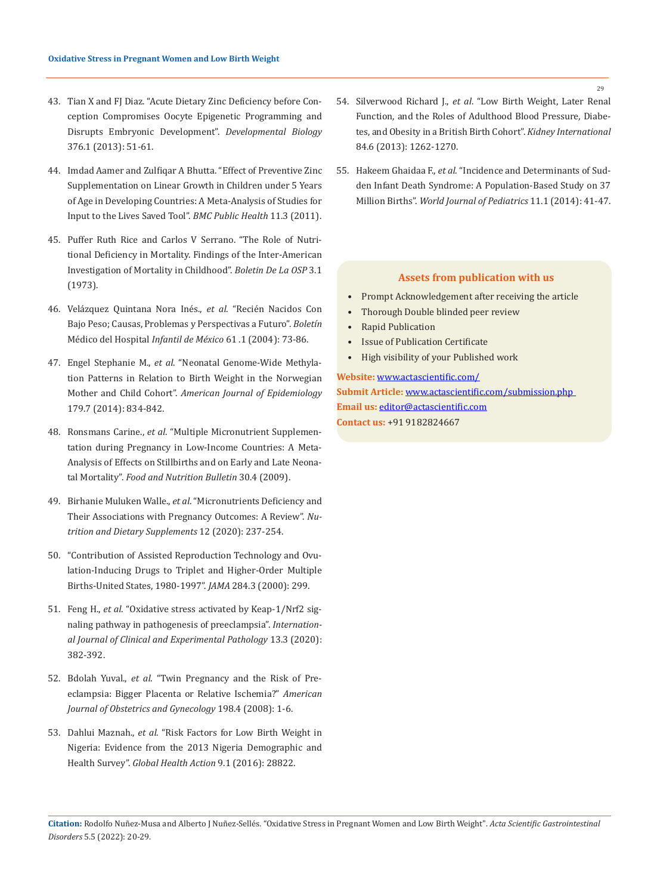43. Tian X and FJ Diaz. "Acute Dietary Zinc Deficiency before Conception Compromises Oocyte Epigenetic Programming and Disrupts Embryonic Development". *Developmental Biology* 376.1 (2013): 51-61.

44. Imdad Aamer and Zulfiqar A Bhutta. "Effect of Preventive Zinc Supplementation on Linear Growth in Children under 5 Years of Age in Developing Countries: A Meta-Analysis of Studies for Input to the Lives Saved Tool". *BMC Public Health* 11.3 (2011).

45. Puffer Ruth Rice and Carlos V Serrano. "The Role of Nutritional Deficiency in Mortality. Findings of the Inter-American Investigation of Mortality in Childhood". *Boletin De La OSP* 3.1 (1973).

46. Velázquez Quintana Nora Inés., *et al*. "Recién Nacidos Con Bajo Peso; Causas, Problemas y Perspectivas a Futuro". *Boletín* Médico del Hospital *Infantil de México* 61 .1 (2004): 73-86.

47. Engel Stephanie M., *et al*. "Neonatal Genome-Wide Methylation Patterns in Relation to Birth Weight in the Norwegian Mother and Child Cohort". *American Journal of Epidemiology* 179.7 (2014): 834-842.

48. Ronsmans Carine., *et al*. "Multiple Micronutrient Supplementation during Pregnancy in Low-Income Countries: A Meta-Analysis of Effects on Stillbirths and on Early and Late Neonatal Mortality". *Food and Nutrition Bulletin* 30.4 (2009).

49. Birhanie Muluken Walle., *et al*. "Micronutrients Deficiency and Their Associations with Pregnancy Outcomes: A Review". *Nutrition and Dietary Supplements* 12 (2020): 237-254.

50. "Contribution of Assisted Reproduction Technology and Ovulation-Inducing Drugs to Triplet and Higher-Order Multiple Births-United States, 1980-1997". *JAMA* 284.3 (2000): 299.

51. Feng H., *et al*. "Oxidative stress activated by Keap-1/Nrf2 signaling pathway in pathogenesis of preeclampsia". *International Journal of Clinical and Experimental Pathology* 13.3 (2020): 382-392.

52. Bdolah Yuval., *et al*. "Twin Pregnancy and the Risk of Preeclampsia: Bigger Placenta or Relative Ischemia?" *American Journal of Obstetrics and Gynecology* 198.4 (2008): 1-6.

53. Dahlui Maznah., *et al*. "Risk Factors for Low Birth Weight in Nigeria: Evidence from the 2013 Nigeria Demographic and Health Survey". *Global Health Action* 9.1 (2016): 28822.

54. Silverwood Richard J., *et al*. "Low Birth Weight, Later Renal Function, and the Roles of Adulthood Blood Pressure, Diabetes, and Obesity in a British Birth Cohort". *Kidney International* 84.6 (2013): 1262-1270.

55. Hakeem Ghaidaa F., *et al*. "Incidence and Determinants of Sudden Infant Death Syndrome: A Population-Based Study on 37 Million Births". *World Journal of Pediatrics* 11.1 (2014): 41-47.

**Assets from publication with us**

- Prompt Acknowledgement after receiving the article
- Thorough Double blinded peer review
- Rapid Publication
- Issue of Publication Certificate
- High visibility of your Published work

**Website:** www.actascientific.com/
**Submit Article:** www.actascientific.com/submission.php
**Email us:** editor@actascientific.com
**Contact us:** +91 9182824667